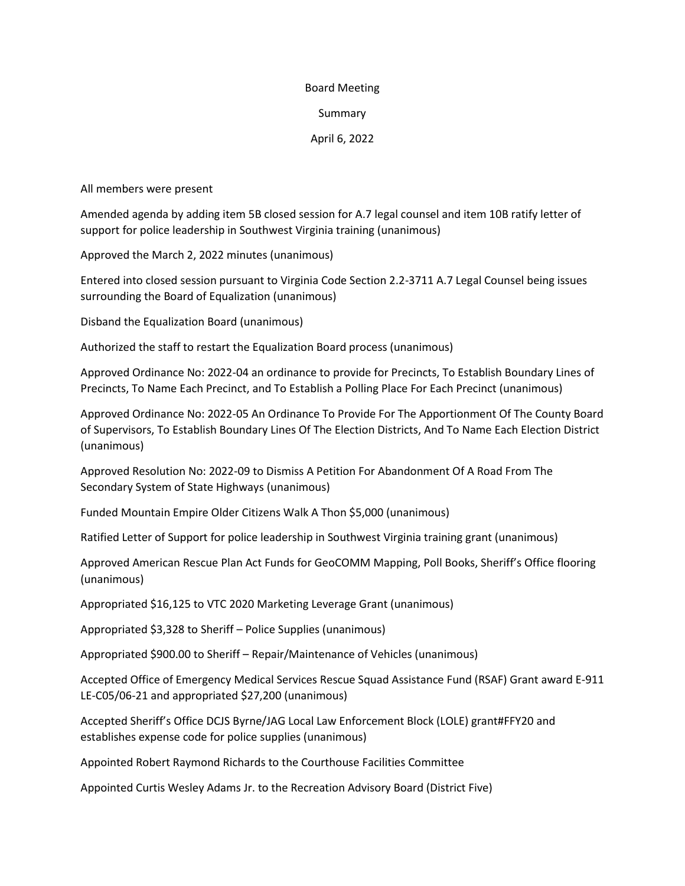Board Meeting

Summary

April 6, 2022

All members were present

Amended agenda by adding item 5B closed session for A.7 legal counsel and item 10B ratify letter of support for police leadership in Southwest Virginia training (unanimous)

Approved the March 2, 2022 minutes (unanimous)

Entered into closed session pursuant to Virginia Code Section 2.2-3711 A.7 Legal Counsel being issues surrounding the Board of Equalization (unanimous)

Disband the Equalization Board (unanimous)

Authorized the staff to restart the Equalization Board process (unanimous)

Approved Ordinance No: 2022-04 an ordinance to provide for Precincts, To Establish Boundary Lines of Precincts, To Name Each Precinct, and To Establish a Polling Place For Each Precinct (unanimous)

Approved Ordinance No: 2022-05 An Ordinance To Provide For The Apportionment Of The County Board of Supervisors, To Establish Boundary Lines Of The Election Districts, And To Name Each Election District (unanimous)

Approved Resolution No: 2022-09 to Dismiss A Petition For Abandonment Of A Road From The Secondary System of State Highways (unanimous)

Funded Mountain Empire Older Citizens Walk A Thon $5,000 (unanimous)

Ratified Letter of Support for police leadership in Southwest Virginia training grant (unanimous)

Approved American Rescue Plan Act Funds for GeoCOMM Mapping, Poll Books, Sheriff's Office flooring (unanimous)

Appropriated $16,125 to VTC 2020 Marketing Leverage Grant (unanimous)

Appropriated $3,328 to Sheriff – Police Supplies (unanimous)

Appropriated $900.00 to Sheriff – Repair/Maintenance of Vehicles (unanimous)

Accepted Office of Emergency Medical Services Rescue Squad Assistance Fund (RSAF) Grant award E-911 LE-C05/06-21 and appropriated $27,200 (unanimous)

Accepted Sheriff's Office DCJS Byrne/JAG Local Law Enforcement Block (LOLE) grant#FFY20 and establishes expense code for police supplies (unanimous)

Appointed Robert Raymond Richards to the Courthouse Facilities Committee

Appointed Curtis Wesley Adams Jr. to the Recreation Advisory Board (District Five)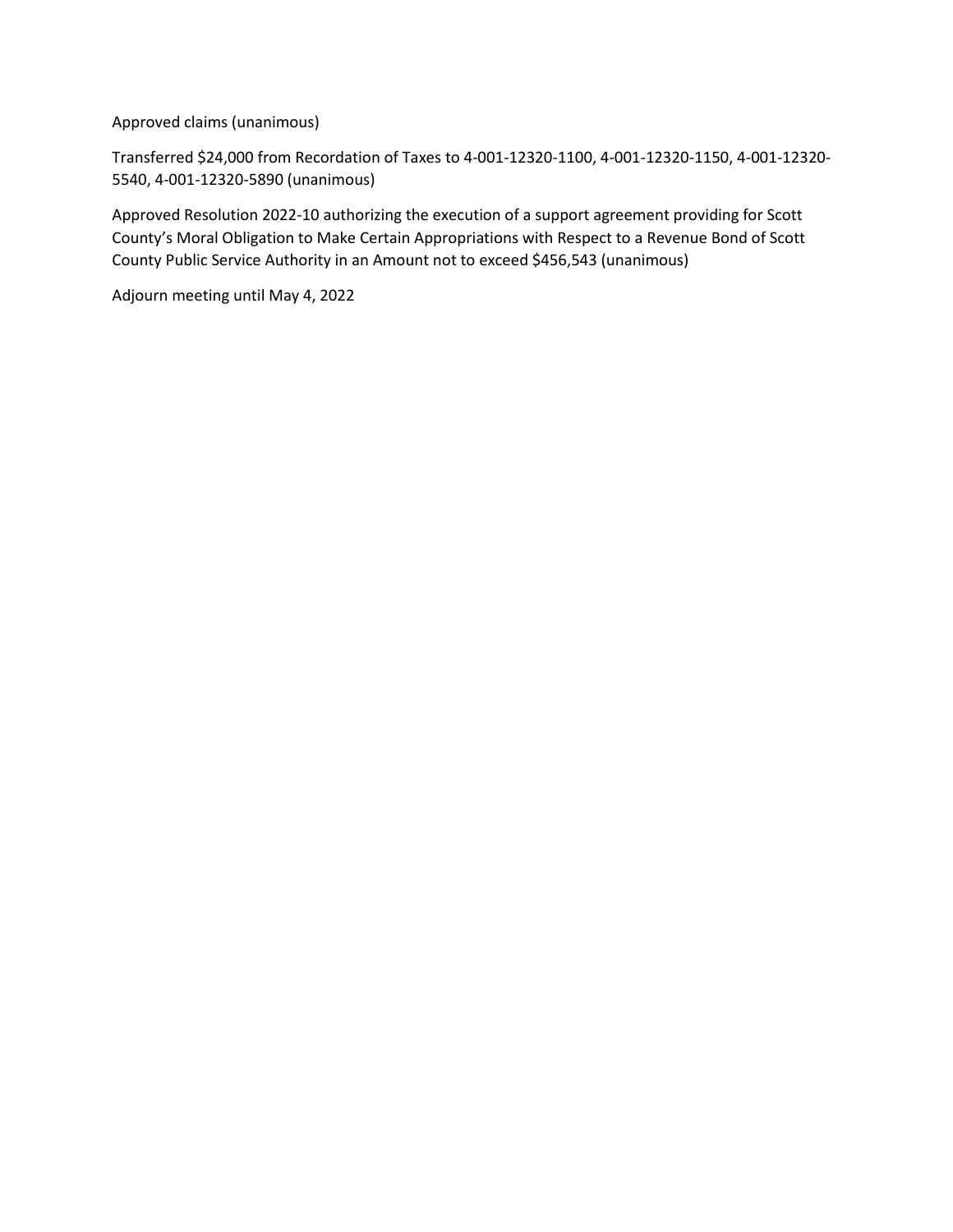Approved claims (unanimous)

Transferred $24,000 from Recordation of Taxes to 4-001-12320-1100, 4-001-12320-1150, 4-001-12320-5540, 4-001-12320-5890 (unanimous)

Approved Resolution 2022-10 authorizing the execution of a support agreement providing for Scott County's Moral Obligation to Make Certain Appropriations with Respect to a Revenue Bond of Scott County Public Service Authority in an Amount not to exceed $456,543 (unanimous)

Adjourn meeting until May 4, 2022